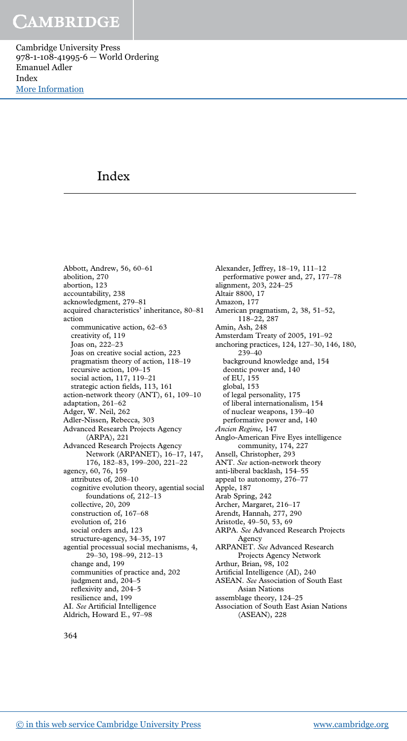# Index

Abbott, Andrew, 56, 60–61
abolition, 270
abortion, 123
accountability, 238
acknowledgment, 279–81
acquired characteristics' inheritance, 80–81
action
  communicative action, 62–63
  creativity of, 119
  Joas on, 222–23
  Joas on creative social action, 223
  pragmatism theory of action, 118–19
  recursive action, 109–15
  social action, 117, 119–21
  strategic action fields, 113, 161
action-network theory (ANT), 61, 109–10
adaptation, 261–62
Adger, W. Neil, 262
Adler-Nissen, Rebecca, 303
Advanced Research Projects Agency (ARPA), 221
Advanced Research Projects Agency Network (ARPANET), 16–17, 147, 176, 182–83, 199–200, 221–22
agency, 60, 76, 159
  attributes of, 208–10
  cognitive evolution theory, agential social foundations of, 212–13
  collective, 20, 209
  construction of, 167–68
  evolution of, 216
  social orders and, 123
  structure-agency, 34–35, 197
agential processual social mechanisms, 4, 29–30, 198–99, 212–13
  change and, 199
  communities of practice and, 202
  judgment and, 204–5
  reflexivity and, 204–5
  resilience and, 199
AI. *See* Artificial Intelligence
Aldrich, Howard E., 97–98
Alexander, Jeffrey, 18–19, 111–12
  performative power and, 27, 177–78
alignment, 203, 224–25
Altair 8800, 17
Amazon, 177
American pragmatism, 2, 38, 51–52, 118–22, 287
Amin, Ash, 248
Amsterdam Treaty of 2005, 191–92
anchoring practices, 124, 127–30, 146, 180, 239–40
  background knowledge and, 154
  deontic power and, 140
  of EU, 155
  global, 153
  of legal personality, 175
  of liberal internationalism, 154
  of nuclear weapons, 139–40
  performative power and, 140
*Ancien Regime,* 147
Anglo-American Five Eyes intelligence community, 174, 227
Ansell, Christopher, 293
ANT. *See* action-network theory
anti-liberal backlash, 154–55
appeal to autonomy, 276–77
Apple, 187
Arab Spring, 242
Archer, Margaret, 216–17
Arendt, Hannah, 277, 290
Aristotle, 49–50, 53, 69
ARPA. *See* Advanced Research Projects Agency
ARPANET. *See* Advanced Research Projects Agency Network
Arthur, Brian, 98, 102
Artificial Intelligence (AI), 240
ASEAN. *See* Association of South East Asian Nations
assemblage theory, 124–25
Association of South East Asian Nations (ASEAN), 228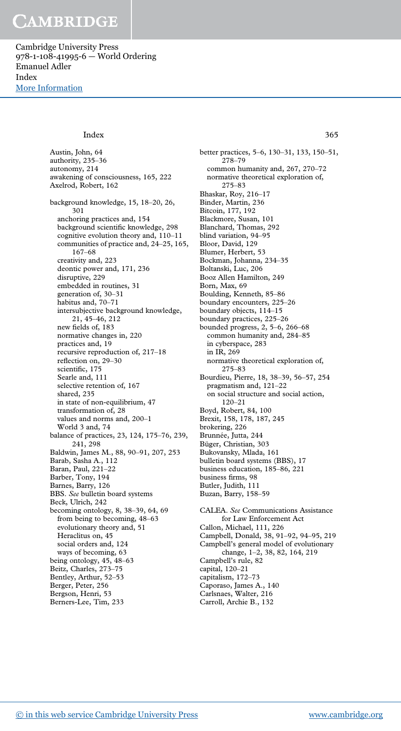Austin, John, 64
authority, 235–36
autonomy, 214
awakening of consciousness, 165, 222
Axelrod, Robert, 162

background knowledge, 15, 18–20, 26, 301
  anchoring practices and, 154
  background scientific knowledge, 298
  cognitive evolution theory and, 110–11
  communities of practice and, 24–25, 165, 167–68
  creativity and, 223
  deontic power and, 171, 236
  disruptive, 229
  embedded in routines, 31
  generation of, 30–31
  habitus and, 70–71
  intersubjective background knowledge, 21, 45–46, 212
  new fields of, 183
  normative changes in, 220
  practices and, 19
  recursive reproduction of, 217–18
  reflection on, 29–30
  scientific, 175
  Searle and, 111
  selective retention of, 167
  shared, 235
  in state of non-equilibrium, 47
  transformation of, 28
  values and norms and, 200–1
  World 3 and, 74
balance of practices, 23, 124, 175–76, 239, 241, 298
Baldwin, James M., 88, 90–91, 207, 253
Barab, Sasha A., 112
Baran, Paul, 221–22
Barber, Tony, 194
Barnes, Barry, 126
BBS. *See* bulletin board systems
Beck, Ulrich, 242
becoming ontology, 8, 38–39, 64, 69
  from being to becoming, 48–63
  evolutionary theory and, 51
  Heraclitus on, 45
  social orders and, 124
  ways of becoming, 63
being ontology, 45, 48–63
Beitz, Charles, 273–75
Bentley, Arthur, 52–53
Berger, Peter, 256
Bergson, Henri, 53
Berners-Lee, Tim, 233
better practices, 5–6, 130–31, 133, 150–51, 278–79
  common humanity and, 267, 270–72
  normative theoretical exploration of, 275–83
Bhaskar, Roy, 216–17
Binder, Martin, 236
Bitcoin, 177, 192
Blackmore, Susan, 101
Blanchard, Thomas, 292
blind variation, 94–95
Bloor, David, 129
Blumer, Herbert, 53
Bockman, Johanna, 234–35
Boltanski, Luc, 206
Booz Allen Hamilton, 249
Born, Max, 69
Boulding, Kenneth, 85–86
boundary encounters, 225–26
boundary objects, 114–15
boundary practices, 225–26
bounded progress, 2, 5–6, 266–68
  common humanity and, 284–85
  in cyberspace, 283
  in IR, 269
  normative theoretical exploration of, 275–83
Bourdieu, Pierre, 18, 38–39, 56–57, 254
  pragmatism and, 121–22
  on social structure and social action, 120–21
Boyd, Robert, 84, 100
Brexit, 158, 178, 187, 245
brokering, 226
Brunnée, Jutta, 244
Büger, Christian, 303
Bukovansky, Mlada, 161
bulletin board systems (BBS), 17
business education, 185–86, 221
business firms, 98
Butler, Judith, 111
Buzan, Barry, 158–59

CALEA. *See* Communications Assistance for Law Enforcement Act
Callon, Michael, 111, 226
Campbell, Donald, 38, 91–92, 94–95, 219
Campbell's general model of evolutionary change, 1–2, 38, 82, 164, 219
Campbell's rule, 82
capital, 120–21
capitalism, 172–73
Caporaso, James A., 140
Carlsnaes, Walter, 216
Carroll, Archie B., 132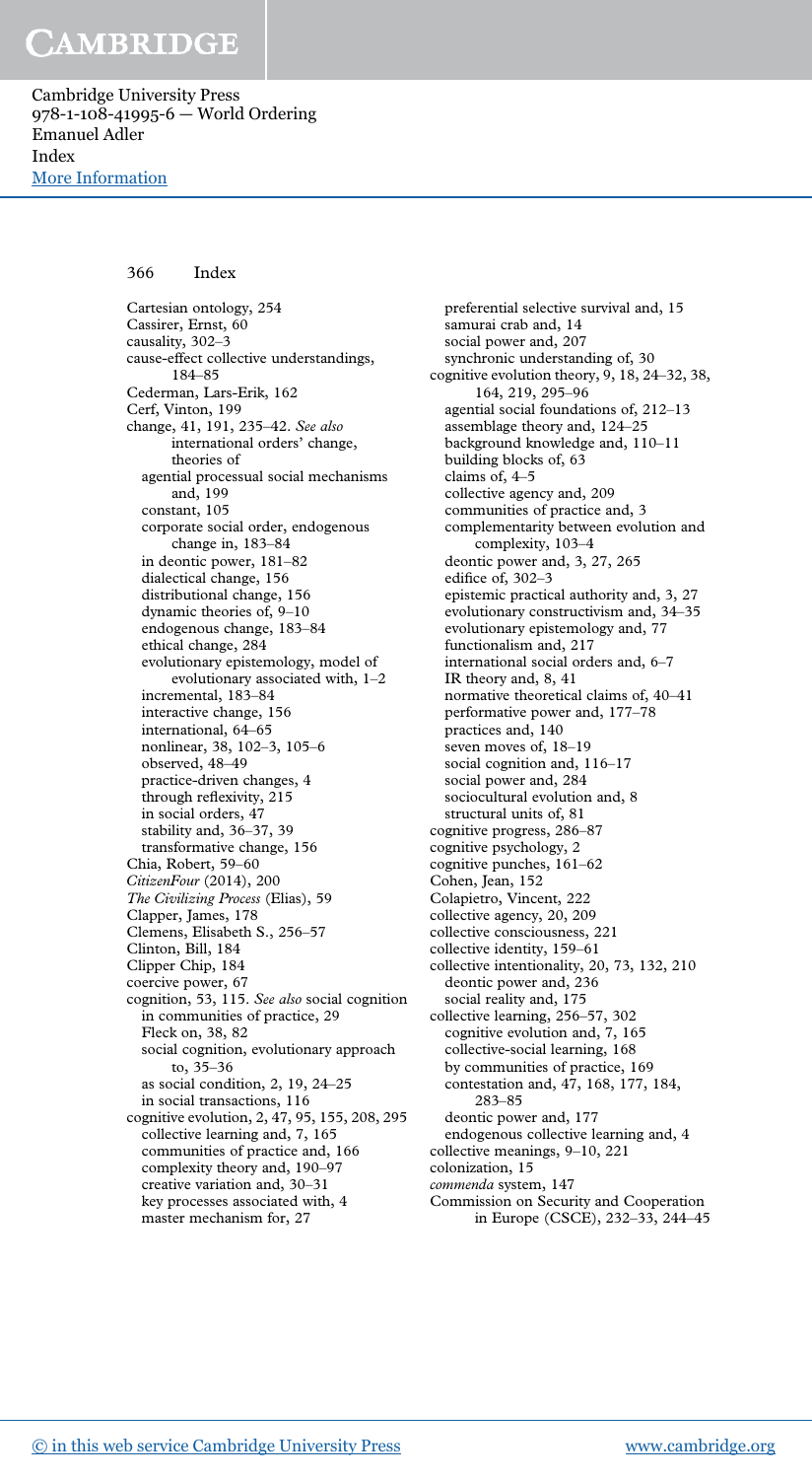Cartesian ontology, 254
Cassirer, Ernst, 60
causality, 302–3
cause-effect collective understandings, 184–85
Cederman, Lars-Erik, 162
Cerf, Vinton, 199
change, 41, 191, 235–42. *See also* international orders' change, theories of
- agential processual social mechanisms and, 199
- constant, 105
- corporate social order, endogenous change in, 183–84
- in deontic power, 181–82
- dialectical change, 156
- distributional change, 156
- dynamic theories of, 9–10
- endogenous change, 183–84
- ethical change, 284
- evolutionary epistemology, model of evolutionary associated with, 1–2
- incremental, 183–84
- interactive change, 156
- international, 64–65
- nonlinear, 38, 102–3, 105–6
- observed, 48–49
- practice-driven changes, 4
- through reflexivity, 215
- in social orders, 47
- stability and, 36–37, 39
- transformative change, 156

Chia, Robert, 59–60
*CitizenFour* (2014), 200
*The Civilizing Process* (Elias), 59
Clapper, James, 178
Clemens, Elisabeth S., 256–57
Clinton, Bill, 184
Clipper Chip, 184
coercive power, 67
cognition, 53, 115. *See also* social cognition
- in communities of practice, 29
- Fleck on, 38, 82
- social cognition, evolutionary approach to, 35–36
- as social condition, 2, 19, 24–25
- in social transactions, 116

cognitive evolution, 2, 47, 95, 155, 208, 295
- collective learning and, 7, 165
- communities of practice and, 166
- complexity theory and, 190–97
- creative variation and, 30–31
- key processes associated with, 4
- master mechanism for, 27
- preferential selective survival and, 15
- samurai crab and, 14
- social power and, 207
- synchronic understanding of, 30

cognitive evolution theory, 9, 18, 24–32, 38, 164, 219, 295–96
- agential social foundations of, 212–13
- assemblage theory and, 124–25
- background knowledge and, 110–11
- building blocks of, 63
- claims of, 4–5
- collective agency and, 209
- communities of practice and, 3
- complementarity between evolution and complexity, 103–4
- deontic power and, 3, 27, 265
- edifice of, 302–3
- epistemic practical authority and, 3, 27
- evolutionary constructivism and, 34–35
- evolutionary epistemology and, 77
- functionalism and, 217
- international social orders and, 6–7
- IR theory and, 8, 41
- normative theoretical claims of, 40–41
- performative power and, 177–78
- practices and, 140
- seven moves of, 18–19
- social cognition and, 116–17
- social power and, 284
- sociocultural evolution and, 8
- structural units of, 81

cognitive progress, 286–87
cognitive psychology, 2
cognitive punches, 161–62
Cohen, Jean, 152
Colapietro, Vincent, 222
collective agency, 20, 209
collective consciousness, 221
collective identity, 159–61
collective intentionality, 20, 73, 132, 210
- deontic power and, 236
- social reality and, 175

collective learning, 256–57, 302
- cognitive evolution and, 7, 165
- collective-social learning, 168
- by communities of practice, 169
- contestation and, 47, 168, 177, 184, 283–85
- deontic power and, 177
- endogenous collective learning and, 4

collective meanings, 9–10, 221
colonization, 15
*commenda* system, 147
Commission on Security and Cooperation in Europe (CSCE), 232–33, 244–45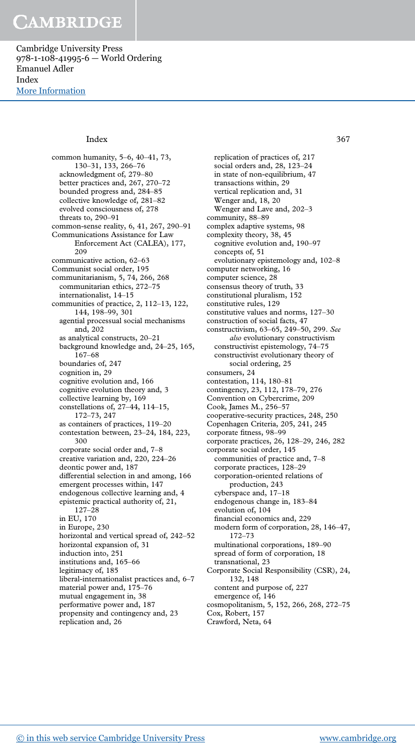common humanity, 5–6, 40–41, 73, 130–31, 133, 266–76
- acknowledgment of, 279–80
- better practices and, 267, 270–72
- bounded progress and, 284–85
- collective knowledge of, 281–82
- evolved consciousness of, 278
- threats to, 290–91

common-sense reality, 6, 41, 267, 290–91

Communications Assistance for Law Enforcement Act (CALEA), 177, 209

communicative action, 62–63

Communist social order, 195

communitarianism, 5, 74, 266, 268
- communitarian ethics, 272–75
- internationalist, 14–15

communities of practice, 2, 112–13, 122, 144, 198–99, 301
- agential processual social mechanisms and, 202
- as analytical constructs, 20–21
- background knowledge and, 24–25, 165, 167–68
- boundaries of, 247
- cognition in, 29
- cognitive evolution and, 166
- cognitive evolution theory and, 3
- collective learning by, 169
- constellations of, 27–44, 114–15, 172–73, 247
- as containers of practices, 119–20
- contestation between, 23–24, 184, 223, 300
- corporate social order and, 7–8
- creative variation and, 220, 224–26
- deontic power and, 187
- differential selection in and among, 166
- emergent processes within, 147
- endogenous collective learning and, 4
- epistemic practical authority of, 21, 127–28
- in EU, 170
- in Europe, 230
- horizontal and vertical spread of, 242–52
- horizontal expansion of, 31
- induction into, 251
- institutions and, 165–66
- legitimacy of, 185
- liberal-internationalist practices and, 6–7
- material power and, 175–76
- mutual engagement in, 38
- performative power and, 187
- propensity and contingency and, 23
- replication and, 26
- replication of practices of, 217
- social orders and, 28, 123–24
- in state of non-equilibrium, 47
- transactions within, 29
- vertical replication and, 31
- Wenger and, 18, 20
- Wenger and Lave and, 202–3

community, 88–89

complex adaptive systems, 98

complexity theory, 38, 45
- cognitive evolution and, 190–97
- concepts of, 51
- evolutionary epistemology and, 102–8

computer networking, 16

computer science, 28

consensus theory of truth, 33

constitutional pluralism, 152

constitutive rules, 129

constitutive values and norms, 127–30

construction of social facts, 47

constructivism, 63–65, 249–50, 299. *See also* evolutionary constructivism
- constructivist epistemology, 74–75
- constructivist evolutionary theory of social ordering, 25

consumers, 24

contestation, 114, 180–81

contingency, 23, 112, 178–79, 276

Convention on Cybercrime, 209

Cook, James M., 256–57

cooperative-security practices, 248, 250

Copenhagen Criteria, 205, 241, 245

corporate fitness, 98–99

corporate practices, 26, 128–29, 246, 282

corporate social order, 145
- communities of practice and, 7–8
- corporate practices, 128–29
- corporation-oriented relations of production, 243
- cyberspace and, 17–18
- endogenous change in, 183–84
- evolution of, 104
- financial economics and, 229
- modern form of corporation, 28, 146–47, 172–73
- multinational corporations, 189–90
- spread of form of corporation, 18
- transnational, 23

Corporate Social Responsibility (CSR), 24, 132, 148
- content and purpose of, 227
- emergence of, 146

cosmopolitanism, 5, 152, 266, 268, 272–75

Cox, Robert, 157

Crawford, Neta, 64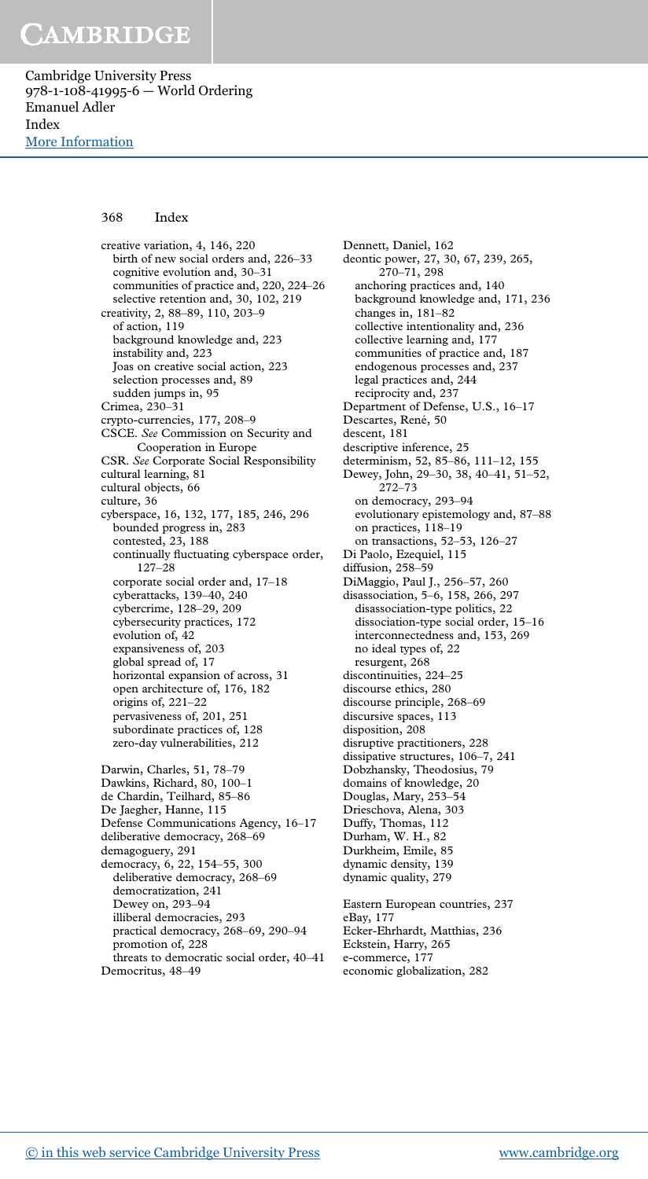creative variation, 4, 146, 220
  birth of new social orders and, 226–33
  cognitive evolution and, 30–31
  communities of practice and, 220, 224–26
  selective retention and, 30, 102, 219
creativity, 2, 88–89, 110, 203–9
  of action, 119
  background knowledge and, 223
  instability and, 223
  Joas on creative social action, 223
  selection processes and, 89
  sudden jumps in, 95
Crimea, 230–31
crypto-currencies, 177, 208–9
CSCE. *See* Commission on Security and Cooperation in Europe
CSR. *See* Corporate Social Responsibility
cultural learning, 81
cultural objects, 66
culture, 36
cyberspace, 16, 132, 177, 185, 246, 296
  bounded progress in, 283
  contested, 23, 188
  continually fluctuating cyberspace order, 127–28
  corporate social order and, 17–18
  cyberattacks, 139–40, 240
  cybercrime, 128–29, 209
  cybersecurity practices, 172
  evolution of, 42
  expansiveness of, 203
  global spread of, 17
  horizontal expansion of across, 31
  open architecture of, 176, 182
  origins of, 221–22
  pervasiveness of, 201, 251
  subordinate practices of, 128
  zero-day vulnerabilities, 212

Darwin, Charles, 51, 78–79
Dawkins, Richard, 80, 100–1
de Chardin, Teilhard, 85–86
De Jaegher, Hanne, 115
Defense Communications Agency, 16–17
deliberative democracy, 268–69
demagoguery, 291
democracy, 6, 22, 154–55, 300
  deliberative democracy, 268–69
  democratization, 241
  Dewey on, 293–94
  illiberal democracies, 293
  practical democracy, 268–69, 290–94
  promotion of, 228
  threats to democratic social order, 40–41
Democritus, 48–49
Dennett, Daniel, 162
deontic power, 27, 30, 67, 239, 265, 270–71, 298
  anchoring practices and, 140
  background knowledge and, 171, 236
  changes in, 181–82
  collective intentionality and, 236
  collective learning and, 177
  communities of practice and, 187
  endogenous processes and, 237
  legal practices and, 244
  reciprocity and, 237
Department of Defense, U.S., 16–17
Descartes, René, 50
descent, 181
descriptive inference, 25
determinism, 52, 85–86, 111–12, 155
Dewey, John, 29–30, 38, 40–41, 51–52, 272–73
  on democracy, 293–94
  evolutionary epistemology and, 87–88
  on practices, 118–19
  on transactions, 52–53, 126–27
Di Paolo, Ezequiel, 115
diffusion, 258–59
DiMaggio, Paul J., 256–57, 260
disassociation, 5–6, 158, 266, 297
  disassociation-type politics, 22
  dissociation-type social order, 15–16
  interconnectedness and, 153, 269
  no ideal types of, 22
  resurgent, 268
discontinuities, 224–25
discourse ethics, 280
discourse principle, 268–69
discursive spaces, 113
disposition, 208
disruptive practitioners, 228
dissipative structures, 106–7, 241
Dobzhansky, Theodosius, 79
domains of knowledge, 20
Douglas, Mary, 253–54
Drieschova, Alena, 303
Duffy, Thomas, 112
Durham, W. H., 82
Durkheim, Emile, 85
dynamic density, 139
dynamic quality, 279

Eastern European countries, 237
eBay, 177
Ecker-Ehrhardt, Matthias, 236
Eckstein, Harry, 265
e-commerce, 177
economic globalization, 282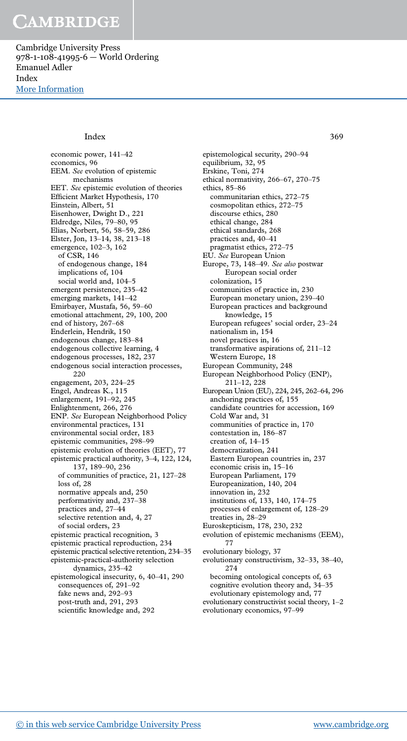economic power, 141–42
economics, 96
EEM. *See* evolution of epistemic mechanisms
EET. *See* epistemic evolution of theories
Efficient Market Hypothesis, 170
Einstein, Albert, 51
Eisenhower, Dwight D., 221
Eldredge, Niles, 79–80, 95
Elias, Norbert, 56, 58–59, 286
Elster, Jon, 13–14, 38, 213–18
emergence, 102–3, 162
  of CSR, 146
  of endogenous change, 184
  implications of, 104
  social world and, 104–5
emergent persistence, 235–42
emerging markets, 141–42
Emirbayer, Mustafa, 56, 59–60
emotional attachment, 29, 100, 200
end of history, 267–68
Enderlein, Hendrik, 150
endogenous change, 183–84
endogenous collective learning, 4
endogenous processes, 182, 237
endogenous social interaction processes, 220
engagement, 203, 224–25
Engel, Andreas K., 115
enlargement, 191–92, 245
Enlightenment, 266, 276
ENP. *See* European Neighborhood Policy
environmental practices, 131
environmental social order, 183
epistemic communities, 298–99
epistemic evolution of theories (EET), 77
epistemic practical authority, 3–4, 122, 124, 137, 189–90, 236
  of communities of practice, 21, 127–28
  loss of, 28
  normative appeals and, 250
  performativity and, 237–38
  practices and, 27–44
  selective retention and, 4, 27
  of social orders, 23
epistemic practical recognition, 3
epistemic practical reproduction, 234
epistemic practical selective retention, 234–35
epistemic-practical-authority selection dynamics, 235–42
epistemological insecurity, 6, 40–41, 290
  consequences of, 291–92
  fake news and, 292–93
  post-truth and, 291, 293
  scientific knowledge and, 292
epistemological security, 290–94
equilibrium, 32, 95
Erskine, Toni, 274
ethical normativity, 266–67, 270–75
ethics, 85–86
  communitarian ethics, 272–75
  cosmopolitan ethics, 272–75
  discourse ethics, 280
  ethical change, 284
  ethical standards, 268
  practices and, 40–41
  pragmatist ethics, 272–75
EU. *See* European Union
Europe, 73, 148–49. *See also* postwar European social order
  colonization, 15
  communities of practice in, 230
  European monetary union, 239–40
  European practices and background knowledge, 15
  European refugees' social order, 23–24
  nationalism in, 154
  novel practices in, 16
  transformative aspirations of, 211–12
  Western Europe, 18
European Community, 248
European Neighborhood Policy (ENP), 211–12, 228
European Union (EU), 224, 245, 262–64, 296
  anchoring practices of, 155
  candidate countries for accession, 169
  Cold War and, 31
  communities of practice in, 170
  contestation in, 186–87
  creation of, 14–15
  democratization, 241
  Eastern European countries in, 237
  economic crisis in, 15–16
  European Parliament, 179
  Europeanization, 140, 204
  innovation in, 232
  institutions of, 133, 140, 174–75
  processes of enlargement of, 128–29
  treaties in, 28–29
Euroskepticism, 178, 230, 232
evolution of epistemic mechanisms (EEM), 77
evolutionary biology, 37
evolutionary constructivism, 32–33, 38–40, 274
  becoming ontological concepts of, 63
  cognitive evolution theory and, 34–35
  evolutionary epistemology and, 77
evolutionary constructivist social theory, 1–2
evolutionary economics, 97–99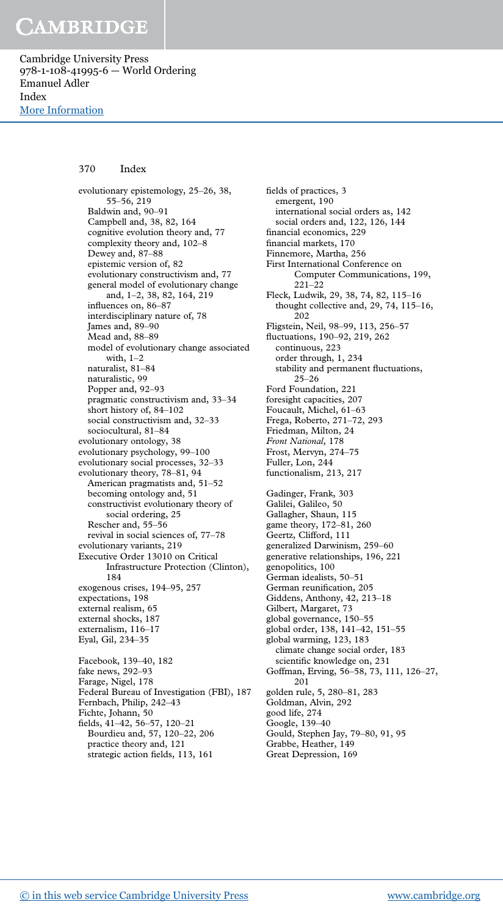evolutionary epistemology, 25–26, 38, 55–56, 219
- Baldwin and, 90–91
- Campbell and, 38, 82, 164
- cognitive evolution theory and, 77
- complexity theory and, 102–8
- Dewey and, 87–88
- epistemic version of, 82
- evolutionary constructivism and, 77
- general model of evolutionary change and, 1–2, 38, 82, 164, 219
- influences on, 86–87
- interdisciplinary nature of, 78
- James and, 89–90
- Mead and, 88–89
- model of evolutionary change associated with, 1–2
- naturalist, 81–84
- naturalistic, 99
- Popper and, 92–93
- pragmatic constructivism and, 33–34
- short history of, 84–102
- social constructivism and, 32–33
- sociocultural, 81–84

evolutionary ontology, 38
evolutionary psychology, 99–100
evolutionary social processes, 32–33
evolutionary theory, 78–81, 94
- American pragmatists and, 51–52
- becoming ontology and, 51
- constructivist evolutionary theory of social ordering, 25
- Rescher and, 55–56
- revival in social sciences of, 77–78

evolutionary variants, 219
Executive Order 13010 on Critical Infrastructure Protection (Clinton), 184
exogenous crises, 194–95, 257
expectations, 198
external realism, 65
external shocks, 187
externalism, 116–17
Eyal, Gil, 234–35

Facebook, 139–40, 182
fake news, 292–93
Farage, Nigel, 178
Federal Bureau of Investigation (FBI), 187
Fernbach, Philip, 242–43
Fichte, Johann, 50
fields, 41–42, 56–57, 120–21
- Bourdieu and, 57, 120–22, 206
- practice theory and, 121
- strategic action fields, 113, 161

fields of practices, 3
- emergent, 190
- international social orders as, 142
- social orders and, 122, 126, 144

financial economics, 229
financial markets, 170
Finnemore, Martha, 256
First International Conference on Computer Communications, 199, 221–22
Fleck, Ludwik, 29, 38, 74, 82, 115–16
- thought collective and, 29, 74, 115–16, 202

Fligstein, Neil, 98–99, 113, 256–57
fluctuations, 190–92, 219, 262
- continuous, 223
- order through, 1, 234
- stability and permanent fluctuations, 25–26

Ford Foundation, 221
foresight capacities, 207
Foucault, Michel, 61–63
Frega, Roberto, 271–72, 293
Friedman, Milton, 24
*Front National*, 178
Frost, Mervyn, 274–75
Fuller, Lon, 244
functionalism, 213, 217

Gadinger, Frank, 303
Galilei, Galileo, 50
Gallagher, Shaun, 115
game theory, 172–81, 260
Geertz, Clifford, 111
generalized Darwinism, 259–60
generative relationships, 196, 221
genopolitics, 100
German idealists, 50–51
German reunification, 205
Giddens, Anthony, 42, 213–18
Gilbert, Margaret, 73
global governance, 150–55
global order, 138, 141–42, 151–55
global warming, 123, 183
- climate change social order, 183
- scientific knowledge on, 231

Goffman, Erving, 56–58, 73, 111, 126–27, 201
golden rule, 5, 280–81, 283
Goldman, Alvin, 292
good life, 274
Google, 139–40
Gould, Stephen Jay, 79–80, 91, 95
Grabbe, Heather, 149
Great Depression, 169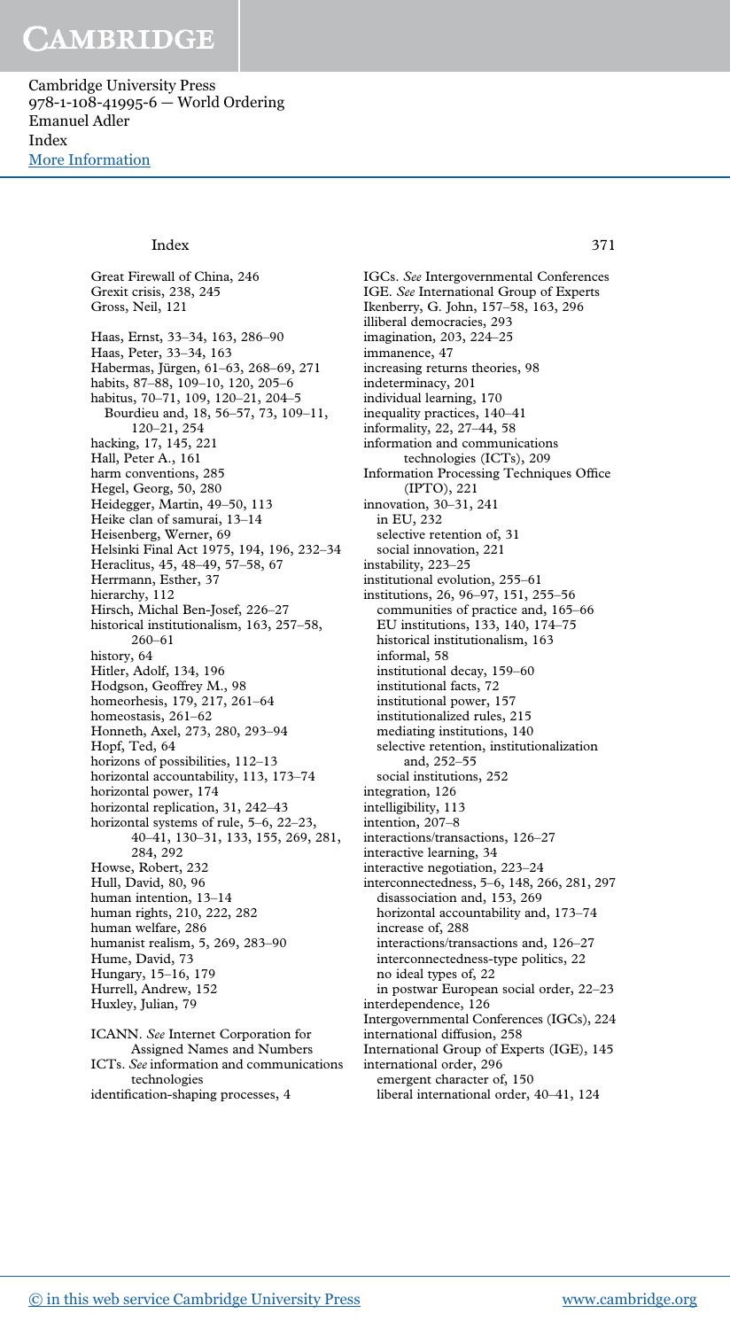Great Firewall of China, 246
Grexit crisis, 238, 245
Gross, Neil, 121

Haas, Ernst, 33–34, 163, 286–90
Haas, Peter, 33–34, 163
Habermas, Jürgen, 61–63, 268–69, 271
habits, 87–88, 109–10, 120, 205–6
habitus, 70–71, 109, 120–21, 204–5
  Bourdieu and, 18, 56–57, 73, 109–11, 120–21, 254
hacking, 17, 145, 221
Hall, Peter A., 161
harm conventions, 285
Hegel, Georg, 50, 280
Heidegger, Martin, 49–50, 113
Heike clan of samurai, 13–14
Heisenberg, Werner, 69
Helsinki Final Act 1975, 194, 196, 232–34
Heraclitus, 45, 48–49, 57–58, 67
Herrmann, Esther, 37
hierarchy, 112
Hirsch, Michal Ben-Josef, 226–27
historical institutionalism, 163, 257–58, 260–61
history, 64
Hitler, Adolf, 134, 196
Hodgson, Geoffrey M., 98
homeorhesis, 179, 217, 261–64
homeostasis, 261–62
Honneth, Axel, 273, 280, 293–94
Hopf, Ted, 64
horizons of possibilities, 112–13
horizontal accountability, 113, 173–74
horizontal power, 174
horizontal replication, 31, 242–43
horizontal systems of rule, 5–6, 22–23, 40–41, 130–31, 133, 155, 269, 281, 284, 292
Howse, Robert, 232
Hull, David, 80, 96
human intention, 13–14
human rights, 210, 222, 282
human welfare, 286
humanist realism, 5, 269, 283–90
Hume, David, 73
Hungary, 15–16, 179
Hurrell, Andrew, 152
Huxley, Julian, 79

ICANN. *See* Internet Corporation for Assigned Names and Numbers
ICTs. *See* information and communications technologies
identification-shaping processes, 4
IGCs. *See* Intergovernmental Conferences
IGE. *See* International Group of Experts
Ikenberry, G. John, 157–58, 163, 296
illiberal democracies, 293
imagination, 203, 224–25
immanence, 47
increasing returns theories, 98
indeterminacy, 201
individual learning, 170
inequality practices, 140–41
informality, 22, 27–44, 58
information and communications technologies (ICTs), 209
Information Processing Techniques Office (IPTO), 221
innovation, 30–31, 241
  in EU, 232
  selective retention of, 31
  social innovation, 221
instability, 223–25
institutional evolution, 255–61
institutions, 26, 96–97, 151, 255–56
  communities of practice and, 165–66
  EU institutions, 133, 140, 174–75
  historical institutionalism, 163
  informal, 58
  institutional decay, 159–60
  institutional facts, 72
  institutional power, 157
  institutionalized rules, 215
  mediating institutions, 140
  selective retention, institutionalization and, 252–55
  social institutions, 252
integration, 126
intelligibility, 113
intention, 207–8
interactions/transactions, 126–27
interactive learning, 34
interactive negotiation, 223–24
interconnectedness, 5–6, 148, 266, 281, 297
  disassociation and, 153, 269
  horizontal accountability and, 173–74
  increase of, 288
  interactions/transactions and, 126–27
  interconnectedness-type politics, 22
  no ideal types of, 22
  in postwar European social order, 22–23
interdependence, 126
Intergovernmental Conferences (IGCs), 224
international diffusion, 258
International Group of Experts (IGE), 145
international order, 296
  emergent character of, 150
  liberal international order, 40–41, 124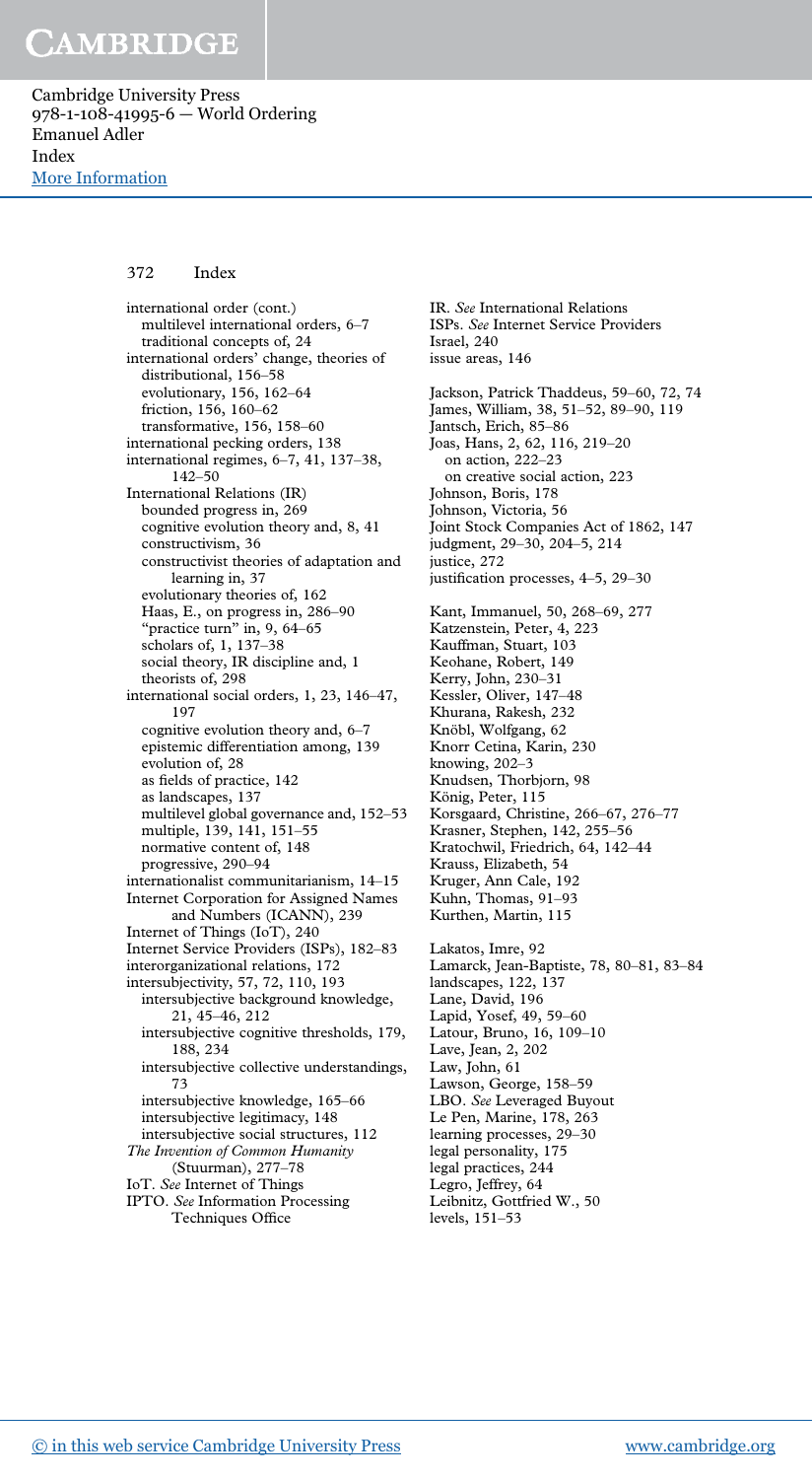international order (cont.)
  multilevel international orders, 6–7
  traditional concepts of, 24
international orders' change, theories of
  distributional, 156–58
  evolutionary, 156, 162–64
  friction, 156, 160–62
  transformative, 156, 158–60
international pecking orders, 138
international regimes, 6–7, 41, 137–38, 142–50
International Relations (IR)
  bounded progress in, 269
  cognitive evolution theory and, 8, 41
  constructivism, 36
  constructivist theories of adaptation and learning in, 37
  evolutionary theories of, 162
  Haas, E., on progress in, 286–90
  "practice turn" in, 9, 64–65
  scholars of, 1, 137–38
  social theory, IR discipline and, 1
  theorists of, 298
international social orders, 1, 23, 146–47, 197
  cognitive evolution theory and, 6–7
  epistemic differentiation among, 139
  evolution of, 28
  as fields of practice, 142
  as landscapes, 137
  multilevel global governance and, 152–53
  multiple, 139, 141, 151–55
  normative content of, 148
  progressive, 290–94
internationalist communitarianism, 14–15
Internet Corporation for Assigned Names and Numbers (ICANN), 239
Internet of Things (IoT), 240
Internet Service Providers (ISPs), 182–83
interorganizational relations, 172
intersubjectivity, 57, 72, 110, 193
  intersubjective background knowledge, 21, 45–46, 212
  intersubjective cognitive thresholds, 179, 188, 234
  intersubjective collective understandings, 73
  intersubjective knowledge, 165–66
  intersubjective legitimacy, 148
  intersubjective social structures, 112
*The Invention of Common Humanity* (Stuurman), 277–78
IoT. *See* Internet of Things
IPTO. *See* Information Processing Techniques Office
IR. *See* International Relations
ISPs. *See* Internet Service Providers
Israel, 240
issue areas, 146

Jackson, Patrick Thaddeus, 59–60, 72, 74
James, William, 38, 51–52, 89–90, 119
Jantsch, Erich, 85–86
Joas, Hans, 2, 62, 116, 219–20
  on action, 222–23
  on creative social action, 223
Johnson, Boris, 178
Johnson, Victoria, 56
Joint Stock Companies Act of 1862, 147
judgment, 29–30, 204–5, 214
justice, 272
justification processes, 4–5, 29–30

Kant, Immanuel, 50, 268–69, 277
Katzenstein, Peter, 4, 223
Kauffman, Stuart, 103
Keohane, Robert, 149
Kerry, John, 230–31
Kessler, Oliver, 147–48
Khurana, Rakesh, 232
Knöbl, Wolfgang, 62
Knorr Cetina, Karin, 230
knowing, 202–3
Knudsen, Thorbjorn, 98
König, Peter, 115
Korsgaard, Christine, 266–67, 276–77
Krasner, Stephen, 142, 255–56
Kratochwil, Friedrich, 64, 142–44
Krauss, Elizabeth, 54
Kruger, Ann Cale, 192
Kuhn, Thomas, 91–93
Kurthen, Martin, 115

Lakatos, Imre, 92
Lamarck, Jean-Baptiste, 78, 80–81, 83–84
landscapes, 122, 137
Lane, David, 196
Lapid, Yosef, 49, 59–60
Latour, Bruno, 16, 109–10
Lave, Jean, 2, 202
Law, John, 61
Lawson, George, 158–59
LBO. *See* Leveraged Buyout
Le Pen, Marine, 178, 263
learning processes, 29–30
legal personality, 175
legal practices, 244
Legro, Jeffrey, 64
Leibnitz, Gottfried W., 50
levels, 151–53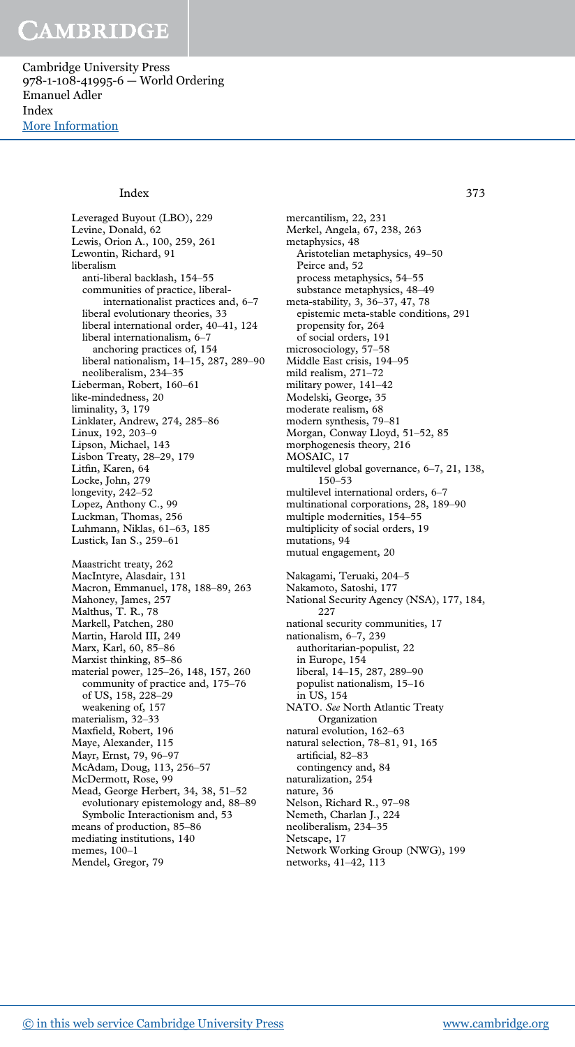Leveraged Buyout (LBO), 229
Levine, Donald, 62
Lewis, Orion A., 100, 259, 261
Lewontin, Richard, 91
liberalism
  anti-liberal backlash, 154–55
  communities of practice, liberal-internationalist practices and, 6–7
  liberal evolutionary theories, 33
  liberal international order, 40–41, 124
  liberal internationalism, 6–7
    anchoring practices of, 154
  liberal nationalism, 14–15, 287, 289–90
  neoliberalism, 234–35
Lieberman, Robert, 160–61
like-mindedness, 20
liminality, 3, 179
Linklater, Andrew, 274, 285–86
Linux, 192, 203–9
Lipson, Michael, 143
Lisbon Treaty, 28–29, 179
Litfin, Karen, 64
Locke, John, 279
longevity, 242–52
Lopez, Anthony C., 99
Luckman, Thomas, 256
Luhmann, Niklas, 61–63, 185
Lustick, Ian S., 259–61

Maastricht treaty, 262
MacIntyre, Alasdair, 131
Macron, Emmanuel, 178, 188–89, 263
Mahoney, James, 257
Malthus, T. R., 78
Markell, Patchen, 280
Martin, Harold III, 249
Marx, Karl, 60, 85–86
Marxist thinking, 85–86
material power, 125–26, 148, 157, 260
  community of practice and, 175–76
  of US, 158, 228–29
  weakening of, 157
materialism, 32–33
Maxfield, Robert, 196
Maye, Alexander, 115
Mayr, Ernst, 79, 96–97
McAdam, Doug, 113, 256–57
McDermott, Rose, 99
Mead, George Herbert, 34, 38, 51–52
  evolutionary epistemology and, 88–89
  Symbolic Interactionism and, 53
means of production, 85–86
mediating institutions, 140
memes, 100–1
Mendel, Gregor, 79
mercantilism, 22, 231
Merkel, Angela, 67, 238, 263
metaphysics, 48
  Aristotelian metaphysics, 49–50
  Peirce and, 52
  process metaphysics, 54–55
  substance metaphysics, 48–49
meta-stability, 3, 36–37, 47, 78
  epistemic meta-stable conditions, 291
  propensity for, 264
  of social orders, 191
microsociology, 57–58
Middle East crisis, 194–95
mild realism, 271–72
military power, 141–42
Modelski, George, 35
moderate realism, 68
modern synthesis, 79–81
Morgan, Conway Lloyd, 51–52, 85
morphogenesis theory, 216
MOSAIC, 17
multilevel global governance, 6–7, 21, 138, 150–53
multilevel international orders, 6–7
multinational corporations, 28, 189–90
multiple modernities, 154–55
multiplicity of social orders, 19
mutations, 94
mutual engagement, 20

Nakagami, Teruaki, 204–5
Nakamoto, Satoshi, 177
National Security Agency (NSA), 177, 184, 227
national security communities, 17
nationalism, 6–7, 239
  authoritarian-populist, 22
  in Europe, 154
  liberal, 14–15, 287, 289–90
  populist nationalism, 15–16
  in US, 154
NATO. *See* North Atlantic Treaty Organization
natural evolution, 162–63
natural selection, 78–81, 91, 165
  artificial, 82–83
  contingency and, 84
naturalization, 254
nature, 36
Nelson, Richard R., 97–98
Nemeth, Charlan J., 224
neoliberalism, 234–35
Netscape, 17
Network Working Group (NWG), 199
networks, 41–42, 113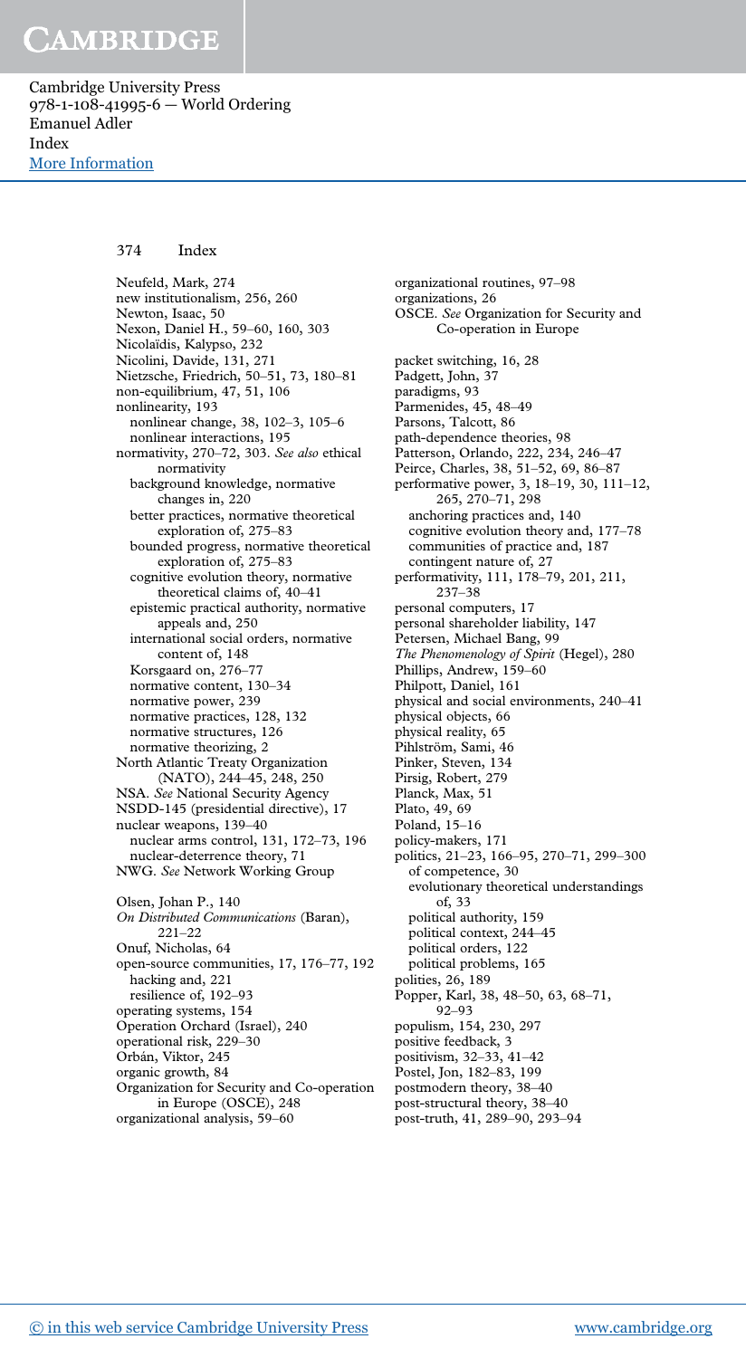Neufeld, Mark, 274
new institutionalism, 256, 260
Newton, Isaac, 50
Nexon, Daniel H., 59–60, 160, 303
Nicolaïdis, Kalypso, 232
Nicolini, Davide, 131, 271
Nietzsche, Friedrich, 50–51, 73, 180–81
non-equilibrium, 47, 51, 106
nonlinearity, 193
  nonlinear change, 38, 102–3, 105–6
  nonlinear interactions, 195
normativity, 270–72, 303. *See also* ethical normativity
  background knowledge, normative changes in, 220
  better practices, normative theoretical exploration of, 275–83
  bounded progress, normative theoretical exploration of, 275–83
  cognitive evolution theory, normative theoretical claims of, 40–41
  epistemic practical authority, normative appeals and, 250
  international social orders, normative content of, 148
  Korsgaard on, 276–77
  normative content, 130–34
  normative power, 239
  normative practices, 128, 132
  normative structures, 126
  normative theorizing, 2
North Atlantic Treaty Organization (NATO), 244–45, 248, 250
NSA. *See* National Security Agency
NSDD-145 (presidential directive), 17
nuclear weapons, 139–40
  nuclear arms control, 131, 172–73, 196
  nuclear-deterrence theory, 71
NWG. *See* Network Working Group

Olsen, Johan P., 140
*On Distributed Communications* (Baran), 221–22
Onuf, Nicholas, 64
open-source communities, 17, 176–77, 192
  hacking and, 221
  resilience of, 192–93
operating systems, 154
Operation Orchard (Israel), 240
operational risk, 229–30
Orbán, Viktor, 245
organic growth, 84
Organization for Security and Co-operation in Europe (OSCE), 248
organizational analysis, 59–60
organizational routines, 97–98
organizations, 26
OSCE. *See* Organization for Security and Co-operation in Europe

packet switching, 16, 28
Padgett, John, 37
paradigms, 93
Parmenides, 45, 48–49
Parsons, Talcott, 86
path-dependence theories, 98
Patterson, Orlando, 222, 234, 246–47
Peirce, Charles, 38, 51–52, 69, 86–87
performative power, 3, 18–19, 30, 111–12, 265, 270–71, 298
  anchoring practices and, 140
  cognitive evolution theory and, 177–78
  communities of practice and, 187
  contingent nature of, 27
performativity, 111, 178–79, 201, 211, 237–38
personal computers, 17
personal shareholder liability, 147
Petersen, Michael Bang, 99
*The Phenomenology of Spirit* (Hegel), 280
Phillips, Andrew, 159–60
Philpott, Daniel, 161
physical and social environments, 240–41
physical objects, 66
physical reality, 65
Pihlström, Sami, 46
Pinker, Steven, 134
Pirsig, Robert, 279
Planck, Max, 51
Plato, 49, 69
Poland, 15–16
policy-makers, 171
politics, 21–23, 166–95, 270–71, 299–300
  of competence, 30
  evolutionary theoretical understandings of, 33
  political authority, 159
  political context, 244–45
  political orders, 122
  political problems, 165
polities, 26, 189
Popper, Karl, 38, 48–50, 63, 68–71, 92–93
populism, 154, 230, 297
positive feedback, 3
positivism, 32–33, 41–42
Postel, Jon, 182–83, 199
postmodern theory, 38–40
post-structural theory, 38–40
post-truth, 41, 289–90, 293–94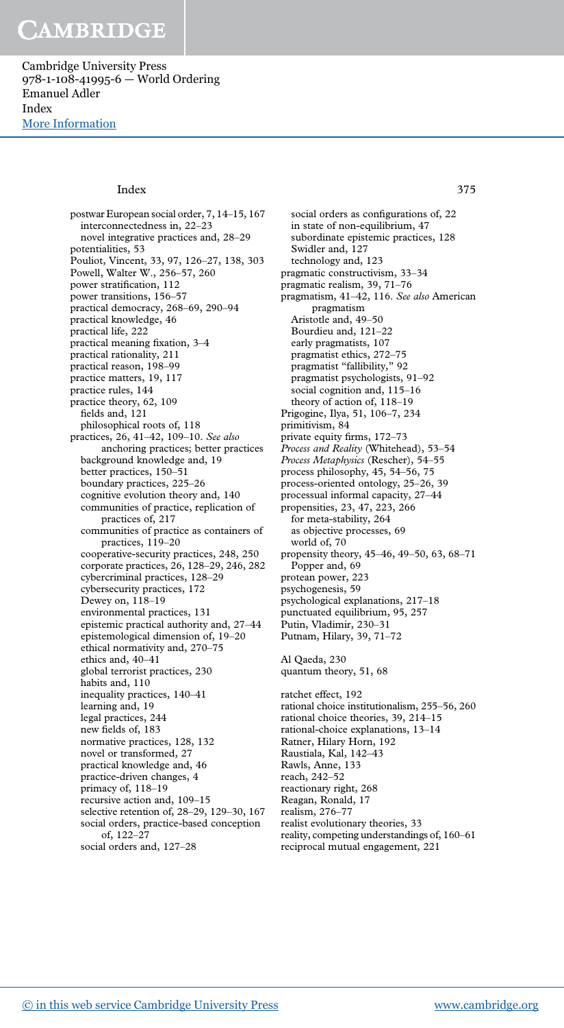postwar European social order, 7, 14–15, 167
  interconnectedness in, 22–23
  novel integrative practices and, 28–29
potentialities, 53
Pouliot, Vincent, 33, 97, 126–27, 138, 303
Powell, Walter W., 256–57, 260
power stratification, 112
power transitions, 156–57
practical democracy, 268–69, 290–94
practical knowledge, 46
practical life, 222
practical meaning fixation, 3–4
practical rationality, 211
practical reason, 198–99
practice matters, 19, 117
practice rules, 144
practice theory, 62, 109
  fields and, 121
  philosophical roots of, 118
practices, 26, 41–42, 109–10. *See also* anchoring practices; better practices
  background knowledge and, 19
  better practices, 150–51
  boundary practices, 225–26
  cognitive evolution theory and, 140
  communities of practice, replication of practices of, 217
  communities of practice as containers of practices, 119–20
  cooperative-security practices, 248, 250
  corporate practices, 26, 128–29, 246, 282
  cybercriminal practices, 128–29
  cybersecurity practices, 172
  Dewey on, 118–19
  environmental practices, 131
  epistemic practical authority and, 27–44
  epistemological dimension of, 19–20
  ethical normativity and, 270–75
  ethics and, 40–41
  global terrorist practices, 230
  habits and, 110
  inequality practices, 140–41
  learning and, 19
  legal practices, 244
  new fields of, 183
  normative practices, 128, 132
  novel or transformed, 27
  practical knowledge and, 46
  practice-driven changes, 4
  primacy of, 118–19
  recursive action and, 109–15
  selective retention of, 28–29, 129–30, 167
  social orders, practice-based conception of, 122–27
  social orders and, 127–28
  social orders as configurations of, 22
  in state of non-equilibrium, 47
  subordinate epistemic practices, 128
  Swidler and, 127
  technology and, 123
pragmatic constructivism, 33–34
pragmatic realism, 39, 71–76
pragmatism, 41–42, 116. *See also* American pragmatism
  Aristotle and, 49–50
  Bourdieu and, 121–22
  early pragmatists, 107
  pragmatist ethics, 272–75
  pragmatist "fallibility," 92
  pragmatist psychologists, 91–92
  social cognition and, 115–16
  theory of action of, 118–19
Prigogine, Ilya, 51, 106–7, 234
primitivism, 84
private equity firms, 172–73
*Process and Reality* (Whitehead), 53–54
*Process Metaphysics* (Rescher), 54–55
process philosophy, 45, 54–56, 75
process-oriented ontology, 25–26, 39
processual informal capacity, 27–44
propensities, 23, 47, 223, 266
  for meta-stability, 264
  as objective processes, 69
  world of, 70
propensity theory, 45–46, 49–50, 63, 68–71
  Popper and, 69
protean power, 223
psychogenesis, 59
psychological explanations, 217–18
punctuated equilibrium, 95, 257
Putin, Vladimir, 230–31
Putnam, Hilary, 39, 71–72

Al Qaeda, 230
quantum theory, 51, 68

ratchet effect, 192
rational choice institutionalism, 255–56, 260
rational choice theories, 39, 214–15
rational-choice explanations, 13–14
Ratner, Hilary Horn, 192
Raustiala, Kal, 142–43
Rawls, Anne, 133
reach, 242–52
reactionary right, 268
Reagan, Ronald, 17
realism, 276–77
realist evolutionary theories, 33
reality, competing understandings of, 160–61
reciprocal mutual engagement, 221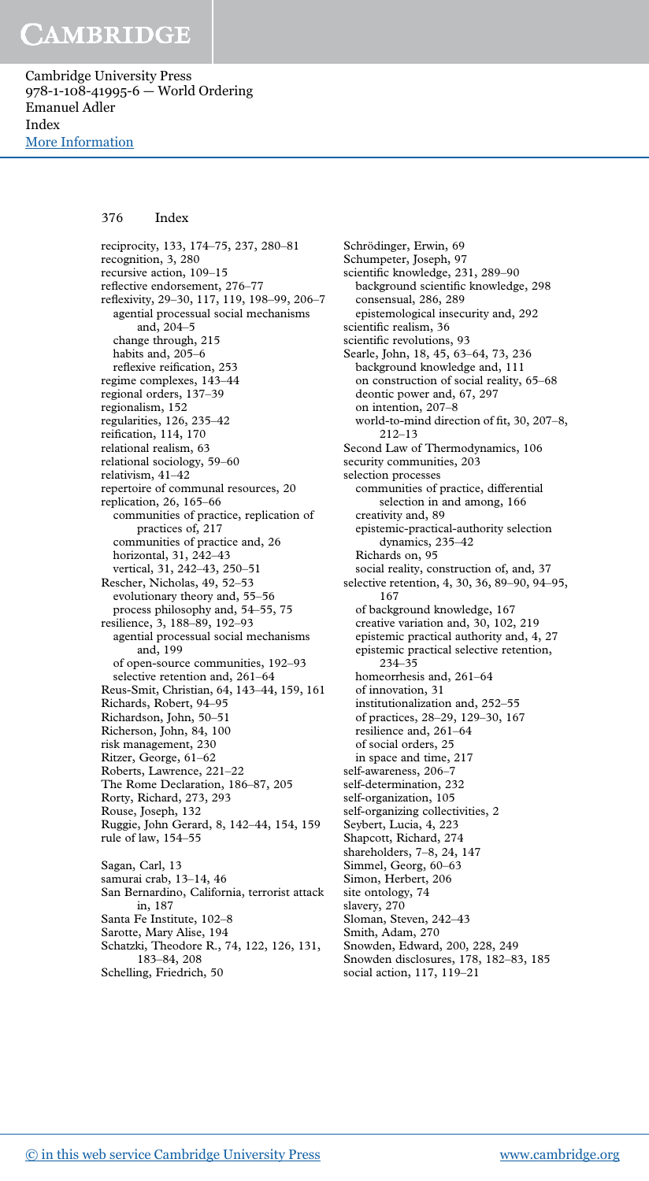reciprocity, 133, 174–75, 237, 280–81
recognition, 3, 280
recursive action, 109–15
reflective endorsement, 276–77
reflexivity, 29–30, 117, 119, 198–99, 206–7
  agential processual social mechanisms and, 204–5
  change through, 215
  habits and, 205–6
  reflexive reification, 253
regime complexes, 143–44
regional orders, 137–39
regionalism, 152
regularities, 126, 235–42
reification, 114, 170
relational realism, 63
relational sociology, 59–60
relativism, 41–42
repertoire of communal resources, 20
replication, 26, 165–66
  communities of practice, replication of practices of, 217
  communities of practice and, 26
  horizontal, 31, 242–43
  vertical, 31, 242–43, 250–51
Rescher, Nicholas, 49, 52–53
  evolutionary theory and, 55–56
  process philosophy and, 54–55, 75
resilience, 3, 188–89, 192–93
  agential processual social mechanisms and, 199
  of open-source communities, 192–93
  selective retention and, 261–64
Reus-Smit, Christian, 64, 143–44, 159, 161
Richards, Robert, 94–95
Richardson, John, 50–51
Richerson, John, 84, 100
risk management, 230
Ritzer, George, 61–62
Roberts, Lawrence, 221–22
The Rome Declaration, 186–87, 205
Rorty, Richard, 273, 293
Rouse, Joseph, 132
Ruggie, John Gerard, 8, 142–44, 154, 159
rule of law, 154–55

Sagan, Carl, 13
samurai crab, 13–14, 46
San Bernardino, California, terrorist attack in, 187
Santa Fe Institute, 102–8
Sarotte, Mary Alise, 194
Schatzki, Theodore R., 74, 122, 126, 131, 183–84, 208
Schelling, Friedrich, 50
Schrödinger, Erwin, 69
Schumpeter, Joseph, 97
scientific knowledge, 231, 289–90
  background scientific knowledge, 298
  consensual, 286, 289
  epistemological insecurity and, 292
scientific realism, 36
scientific revolutions, 93
Searle, John, 18, 45, 63–64, 73, 236
  background knowledge and, 111
  on construction of social reality, 65–68
  deontic power and, 67, 297
  on intention, 207–8
  world-to-mind direction of fit, 30, 207–8, 212–13
Second Law of Thermodynamics, 106
security communities, 203
selection processes
  communities of practice, differential selection in and among, 166
  creativity and, 89
  epistemic-practical-authority selection dynamics, 235–42
  Richards on, 95
  social reality, construction of, and, 37
selective retention, 4, 30, 36, 89–90, 94–95, 167
  of background knowledge, 167
  creative variation and, 30, 102, 219
  epistemic practical authority and, 4, 27
  epistemic practical selective retention, 234–35
  homeorrhesis and, 261–64
  of innovation, 31
  institutionalization and, 252–55
  of practices, 28–29, 129–30, 167
  resilience and, 261–64
  of social orders, 25
  in space and time, 217
self-awareness, 206–7
self-determination, 232
self-organization, 105
self-organizing collectivities, 2
Seybert, Lucia, 4, 223
Shapcott, Richard, 274
shareholders, 7–8, 24, 147
Simmel, Georg, 60–63
Simon, Herbert, 206
site ontology, 74
slavery, 270
Sloman, Steven, 242–43
Smith, Adam, 270
Snowden, Edward, 200, 228, 249
Snowden disclosures, 178, 182–83, 185
social action, 117, 119–21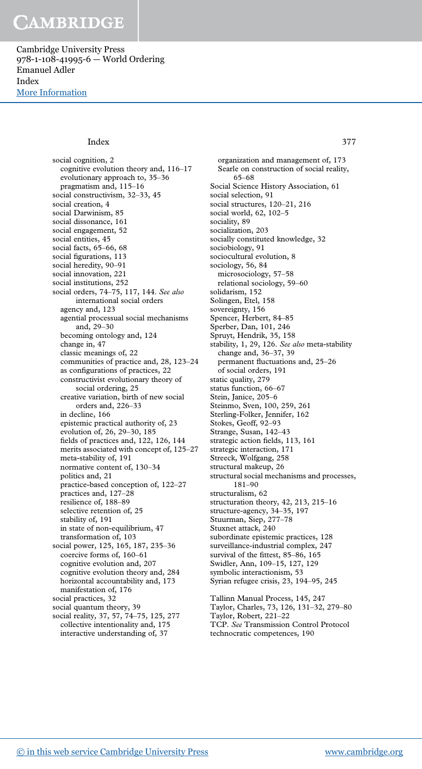social cognition, 2
  cognitive evolution theory and, 116–17
  evolutionary approach to, 35–36
  pragmatism and, 115–16
social constructivism, 32–33, 45
social creation, 4
social Darwinism, 85
social dissonance, 161
social engagement, 52
social entities, 45
social facts, 65–66, 68
social figurations, 113
social heredity, 90–91
social innovation, 221
social institutions, 252
social orders, 74–75, 117, 144. *See also* international social orders
  agency and, 123
  agential processual social mechanisms and, 29–30
  becoming ontology and, 124
  change in, 47
  classic meanings of, 22
  communities of practice and, 28, 123–24
  as configurations of practices, 22
  constructivist evolutionary theory of social ordering, 25
  creative variation, birth of new social orders and, 226–33
  in decline, 166
  epistemic practical authority of, 23
  evolution of, 26, 29–30, 185
  fields of practices and, 122, 126, 144
  merits associated with concept of, 125–27
  meta-stability of, 191
  normative content of, 130–34
  politics and, 21
  practice-based conception of, 122–27
  practices and, 127–28
  resilience of, 188–89
  selective retention of, 25
  stability of, 191
  in state of non-equilibrium, 47
  transformation of, 103
social power, 125, 165, 187, 235–36
  coercive forms of, 160–61
  cognitive evolution and, 207
  cognitive evolution theory and, 284
  horizontal accountability and, 173
  manifestation of, 176
social practices, 32
social quantum theory, 39
social reality, 37, 57, 74–75, 125, 277
  collective intentionality and, 175
  interactive understanding of, 37
  organization and management of, 173
  Searle on construction of social reality, 65–68
Social Science History Association, 61
social selection, 91
social structures, 120–21, 216
social world, 62, 102–5
sociality, 89
socialization, 203
socially constituted knowledge, 32
sociobiology, 91
sociocultural evolution, 8
sociology, 56, 84
  microsociology, 57–58
  relational sociology, 59–60
solidarism, 152
Solingen, Etel, 158
sovereignty, 156
Spencer, Herbert, 84–85
Sperber, Dan, 101, 246
Spruyt, Hendrik, 35, 158
stability, 1, 29, 126. *See also* meta-stability
  change and, 36–37, 39
  permanent fluctuations and, 25–26
  of social orders, 191
static quality, 279
status function, 66–67
Stein, Janice, 205–6
Steinmo, Sven, 100, 259, 261
Sterling-Folker, Jennifer, 162
Stokes, Geoff, 92–93
Strange, Susan, 142–43
strategic action fields, 113, 161
strategic interaction, 171
Streeck, Wolfgang, 258
structural makeup, 26
structural social mechanisms and processes, 181–90
structuralism, 62
structuration theory, 42, 213, 215–16
structure-agency, 34–35, 197
Stuurman, Siep, 277–78
Stuxnet attack, 240
subordinate epistemic practices, 128
surveillance-industrial complex, 247
survival of the fittest, 85–86, 165
Swidler, Ann, 109–15, 127, 129
symbolic interactionism, 53
Syrian refugee crisis, 23, 194–95, 245

Tallinn Manual Process, 145, 247
Taylor, Charles, 73, 126, 131–32, 279–80
Taylor, Robert, 221–22
TCP. *See* Transmission Control Protocol
technocratic competences, 190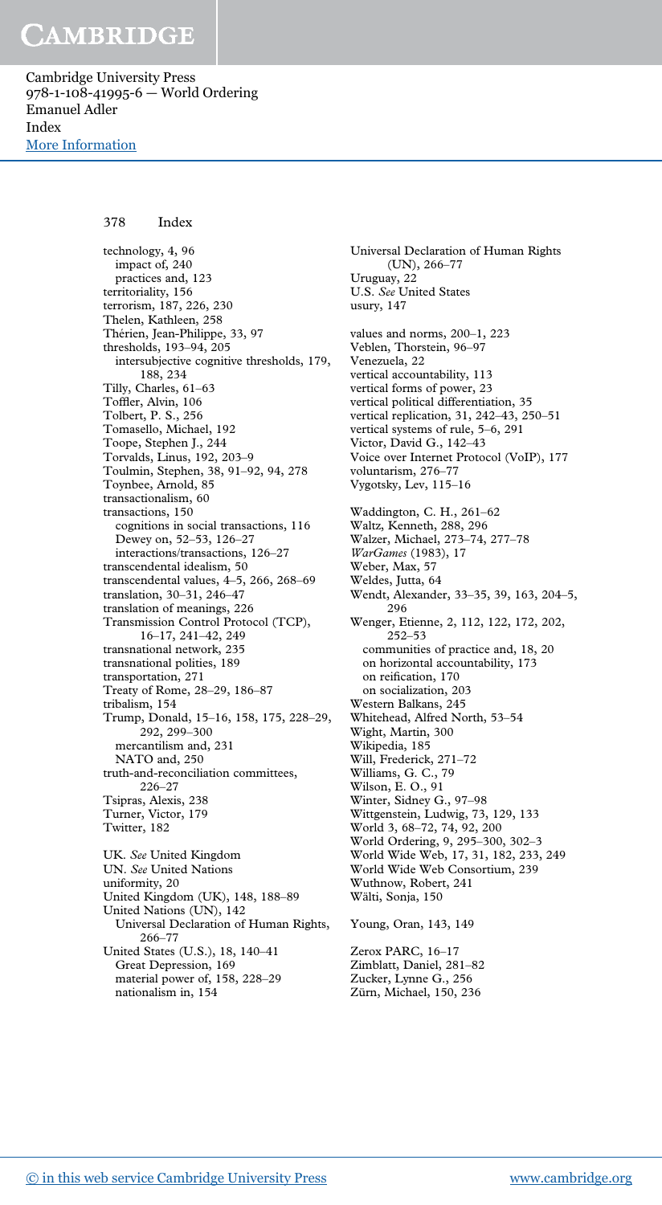technology, 4, 96
  impact of, 240
  practices and, 123
territoriality, 156
terrorism, 187, 226, 230
Thelen, Kathleen, 258
Thérien, Jean-Philippe, 33, 97
thresholds, 193–94, 205
  intersubjective cognitive thresholds, 179, 188, 234
Tilly, Charles, 61–63
Toffler, Alvin, 106
Tolbert, P. S., 256
Tomasello, Michael, 192
Toope, Stephen J., 244
Torvalds, Linus, 192, 203–9
Toulmin, Stephen, 38, 91–92, 94, 278
Toynbee, Arnold, 85
transactionalism, 60
transactions, 150
  cognitions in social transactions, 116
  Dewey on, 52–53, 126–27
  interactions/transactions, 126–27
transcendental idealism, 50
transcendental values, 4–5, 266, 268–69
translation, 30–31, 246–47
translation of meanings, 226
Transmission Control Protocol (TCP), 16–17, 241–42, 249
transnational network, 235
transnational polities, 189
transportation, 271
Treaty of Rome, 28–29, 186–87
tribalism, 154
Trump, Donald, 15–16, 158, 175, 228–29, 292, 299–300
  mercantilism and, 231
  NATO and, 250
truth-and-reconciliation committees, 226–27
Tsipras, Alexis, 238
Turner, Victor, 179
Twitter, 182

UK. *See* United Kingdom
UN. *See* United Nations
uniformity, 20
United Kingdom (UK), 148, 188–89
United Nations (UN), 142
  Universal Declaration of Human Rights, 266–77
United States (U.S.), 18, 140–41
  Great Depression, 169
  material power of, 158, 228–29
  nationalism in, 154
Universal Declaration of Human Rights (UN), 266–77
Uruguay, 22
U.S. *See* United States
usury, 147

values and norms, 200–1, 223
Veblen, Thorstein, 96–97
Venezuela, 22
vertical accountability, 113
vertical forms of power, 23
vertical political differentiation, 35
vertical replication, 31, 242–43, 250–51
vertical systems of rule, 5–6, 291
Victor, David G., 142–43
Voice over Internet Protocol (VoIP), 177
voluntarism, 276–77
Vygotsky, Lev, 115–16

Waddington, C. H., 261–62
Waltz, Kenneth, 288, 296
Walzer, Michael, 273–74, 277–78
*WarGames* (1983), 17
Weber, Max, 57
Weldes, Jutta, 64
Wendt, Alexander, 33–35, 39, 163, 204–5, 296
Wenger, Etienne, 2, 112, 122, 172, 202, 252–53
  communities of practice and, 18, 20
  on horizontal accountability, 173
  on reification, 170
  on socialization, 203
Western Balkans, 245
Whitehead, Alfred North, 53–54
Wight, Martin, 300
Wikipedia, 185
Will, Frederick, 271–72
Williams, G. C., 79
Wilson, E. O., 91
Winter, Sidney G., 97–98
Wittgenstein, Ludwig, 73, 129, 133
World 3, 68–72, 74, 92, 200
World Ordering, 9, 295–300, 302–3
World Wide Web, 17, 31, 182, 233, 249
World Wide Web Consortium, 239
Wuthnow, Robert, 241
Wälti, Sonja, 150

Young, Oran, 143, 149

Zerox PARC, 16–17
Zimblatt, Daniel, 281–82
Zucker, Lynne G., 256
Zürn, Michael, 150, 236